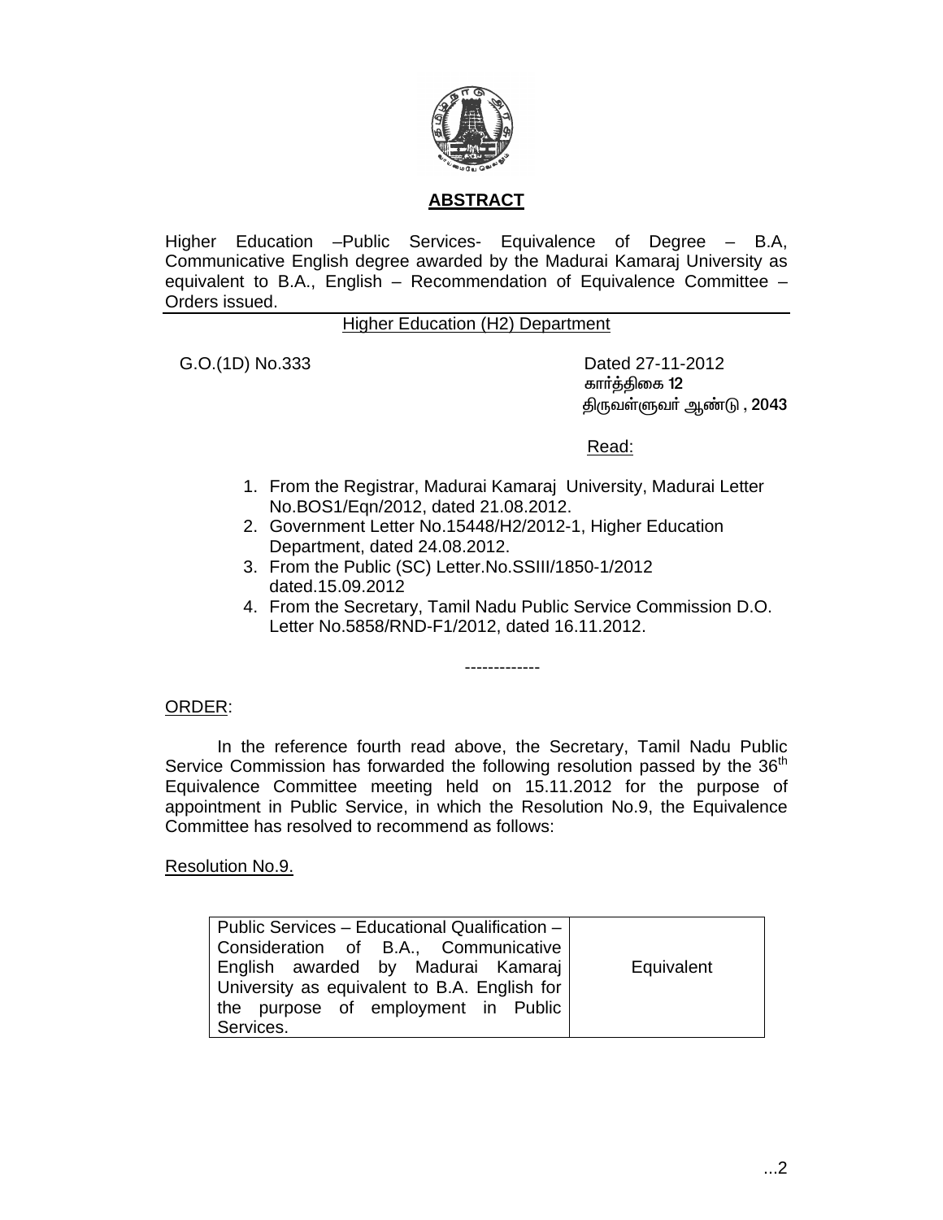## ABSTRACT

Higher Education –Public Services- Equivalence of Degree – B.A, Communicative English degree awarded by the Madurai Kamaraj University as equivalent to B.A., English – Recommendation of Equivalence Committee – Orders issued.

Higher Education (H2) Department

G.O.(1D) No.333

Dated 27-11-2012
கார்த்திகை 12
திருவள்ளுவர் ஆண்டு , 2043

Read:

1. From the Registrar, Madurai Kamaraj University, Madurai Letter No.BOS1/Eqn/2012, dated 21.08.2012.
2. Government Letter No.15448/H2/2012-1, Higher Education Department, dated 24.08.2012.
3. From the Public (SC) Letter.No.SSIII/1850-1/2012 dated.15.09.2012
4. From the Secretary, Tamil Nadu Public Service Commission D.O. Letter No.5858/RND-F1/2012, dated 16.11.2012.

-------------

ORDER:

In the reference fourth read above, the Secretary, Tamil Nadu Public Service Commission has forwarded the following resolution passed by the 36th Equivalence Committee meeting held on 15.11.2012 for the purpose of appointment in Public Service, in which the Resolution No.9, the Equivalence Committee has resolved to recommend as follows:

Resolution No.9.

| | |
|---|---|
| Public Services – Educational Qualification – Consideration of B.A., Communicative English awarded by Madurai Kamaraj University as equivalent to B.A. English for the purpose of employment in Public Services. | Equivalent |

...2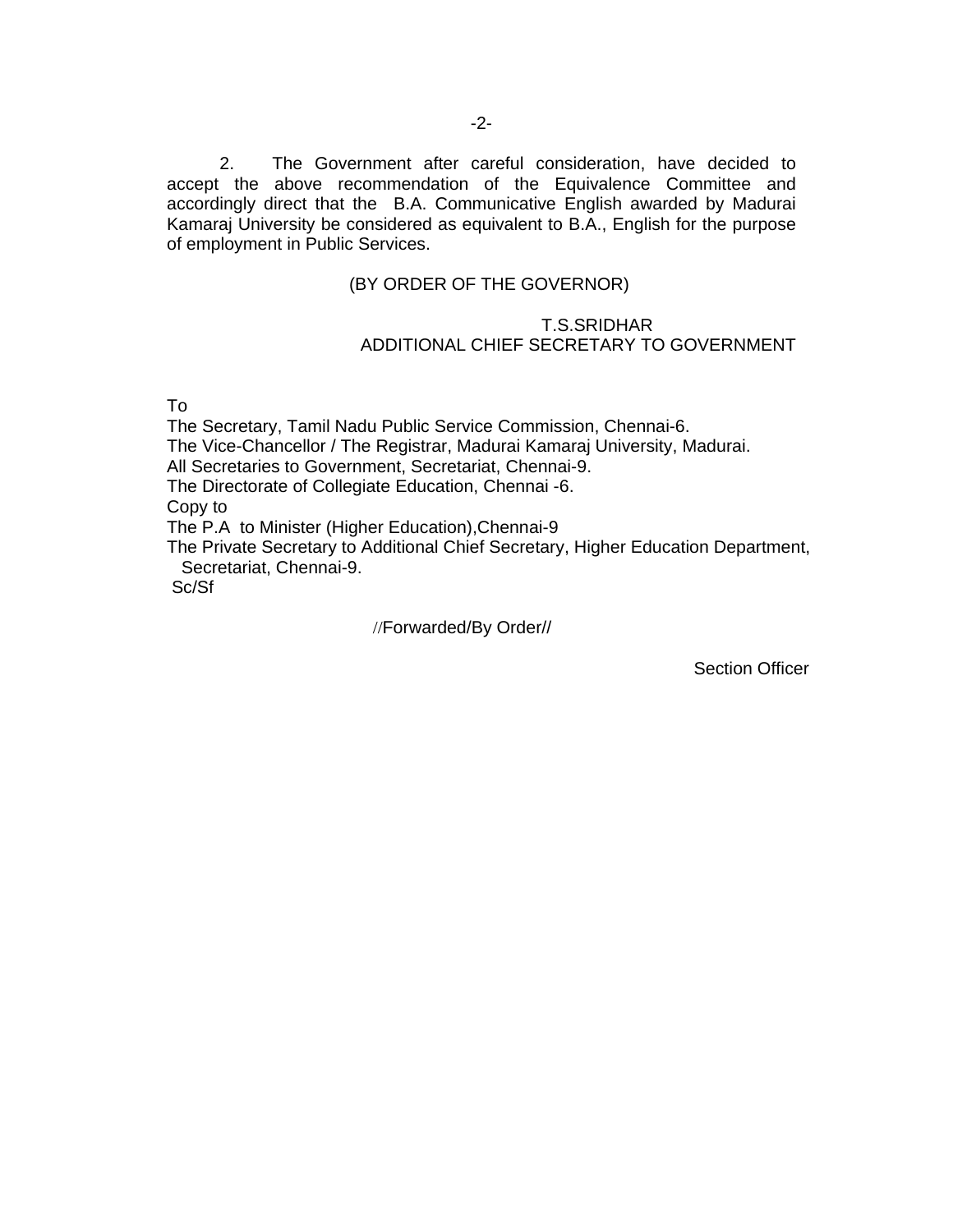2. The Government after careful consideration, have decided to accept the above recommendation of the Equivalence Committee and accordingly direct that the B.A. Communicative English awarded by Madurai Kamaraj University be considered as equivalent to B.A., English for the purpose of employment in Public Services.

(BY ORDER OF THE GOVERNOR)

T.S.SRIDHAR
ADDITIONAL CHIEF SECRETARY TO GOVERNMENT

To
The Secretary, Tamil Nadu Public Service Commission, Chennai-6.
The Vice-Chancellor / The Registrar, Madurai Kamaraj University, Madurai.
All Secretaries to Government, Secretariat, Chennai-9.
The Directorate of Collegiate Education, Chennai -6.
Copy to
The P.A to Minister (Higher Education),Chennai-9
The Private Secretary to Additional Chief Secretary, Higher Education Department, Secretariat, Chennai-9.
Sc/Sf

//Forwarded/By Order//

Section Officer